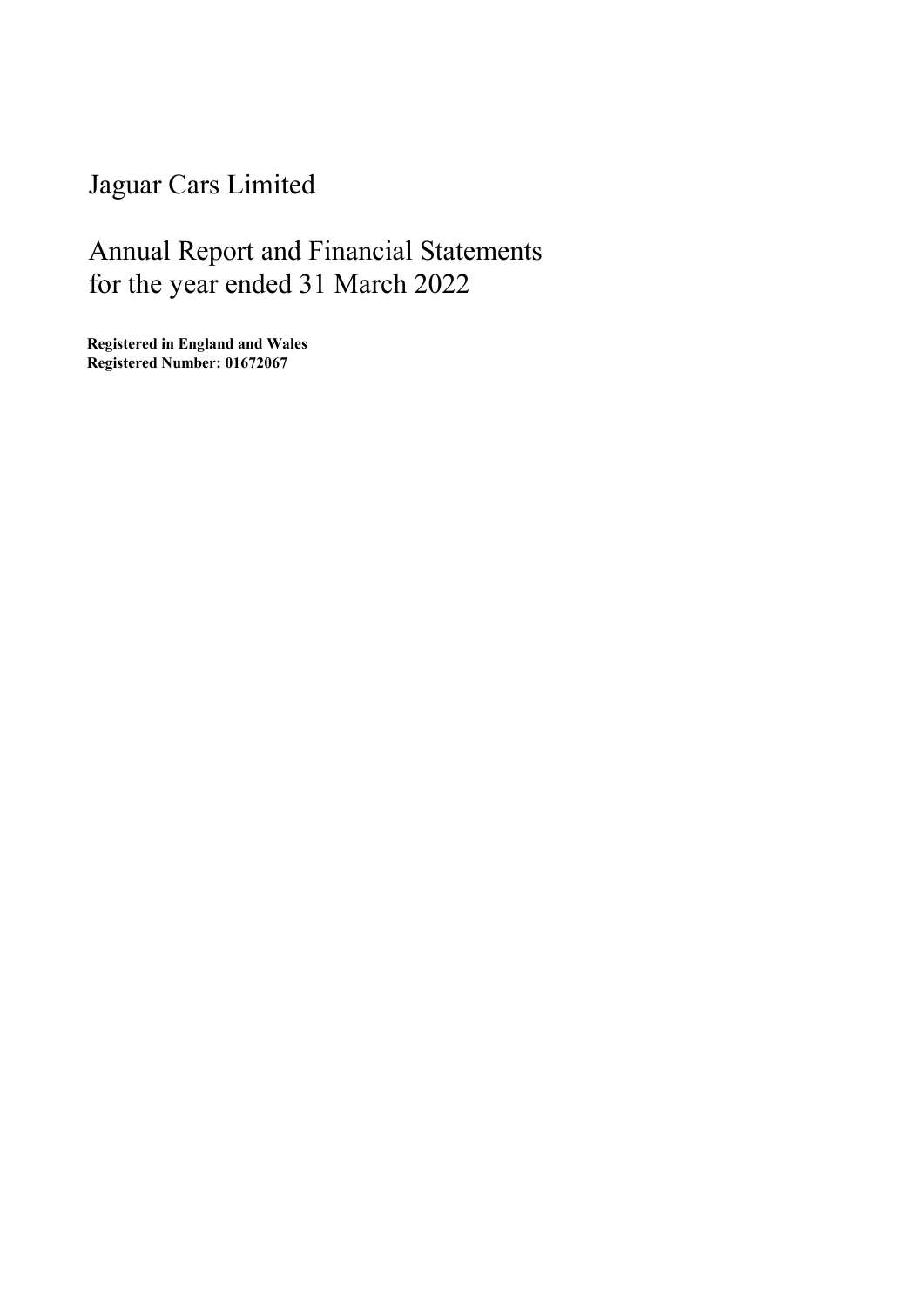# Jaguar Cars Limited

## Annual Report and Financial Statements for the year ended 31 March 2022

**Registered in England and Wales**
**Registered Number: 01672067**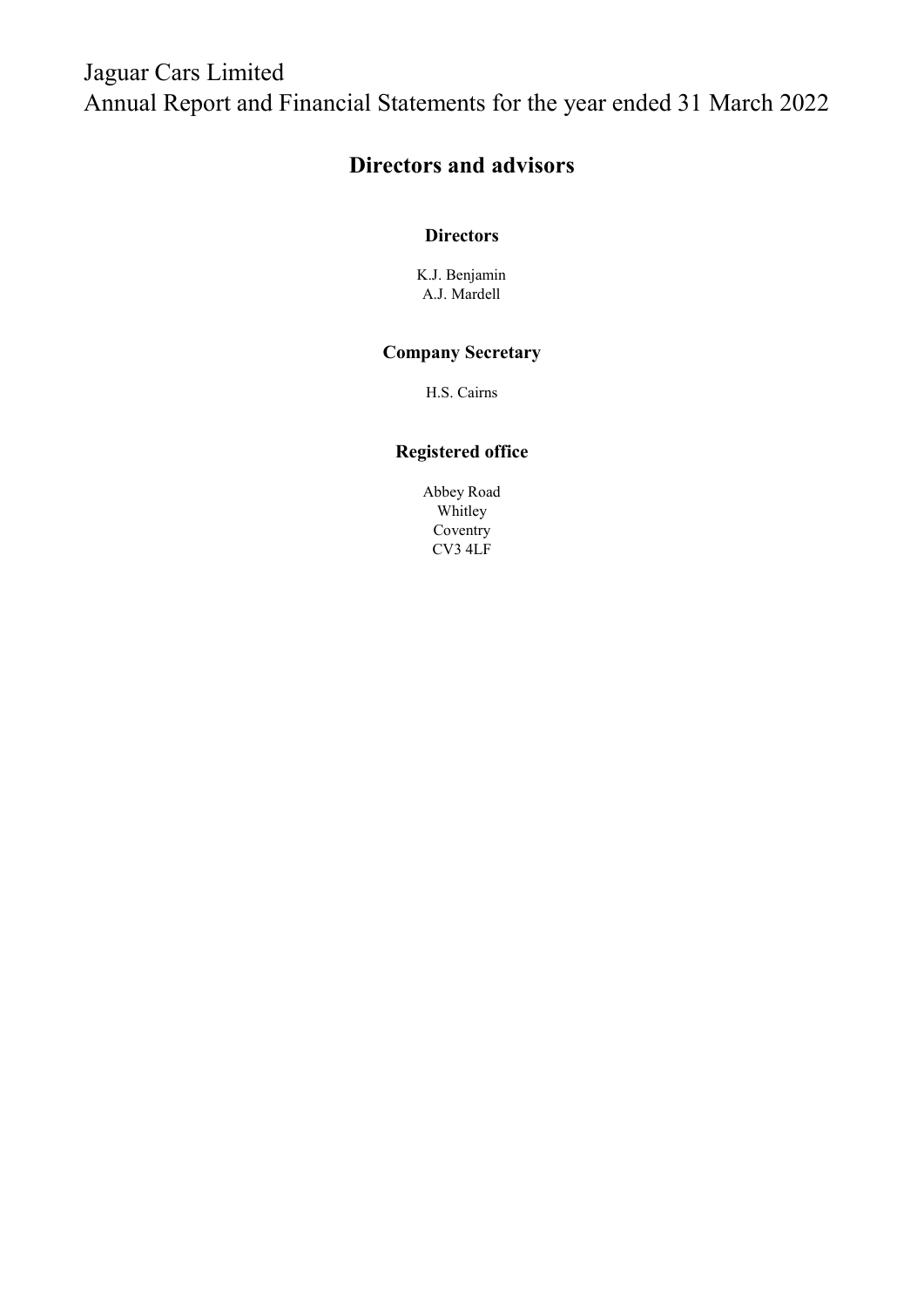Jaguar Cars Limited
Annual Report and Financial Statements for the year ended 31 March 2022

# Directors and advisors

### Directors

K.J. Benjamin
A.J. Mardell

### Company Secretary

H.S. Cairns

### Registered office

Abbey Road
Whitley
Coventry
CV3 4LF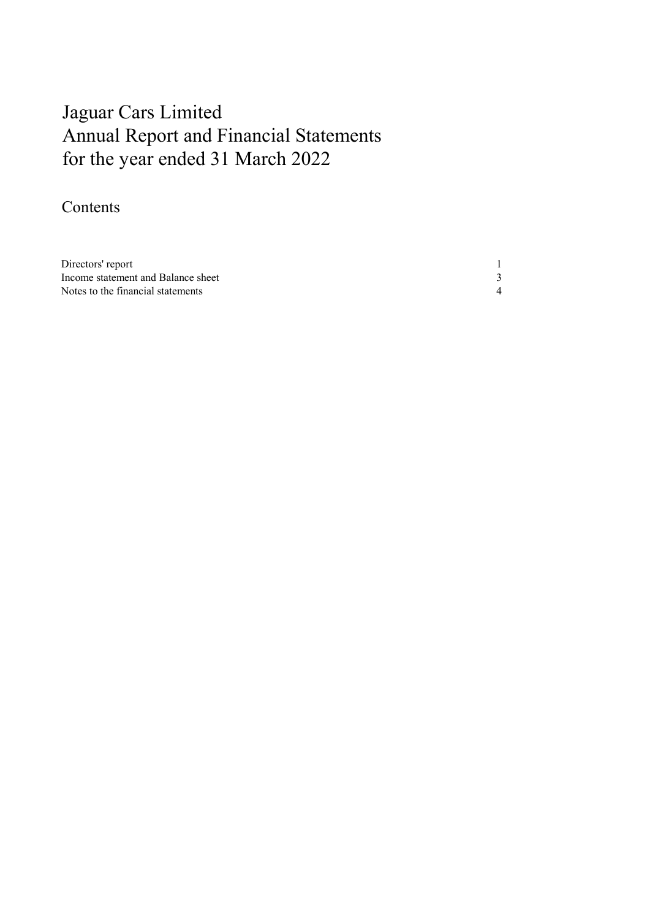# Jaguar Cars Limited
# Annual Report and Financial Statements
# for the year ended 31 March 2022

## Contents

| | |
|---|---|
| Directors' report | 1 |
| Income statement and Balance sheet | 3 |
| Notes to the financial statements | 4 |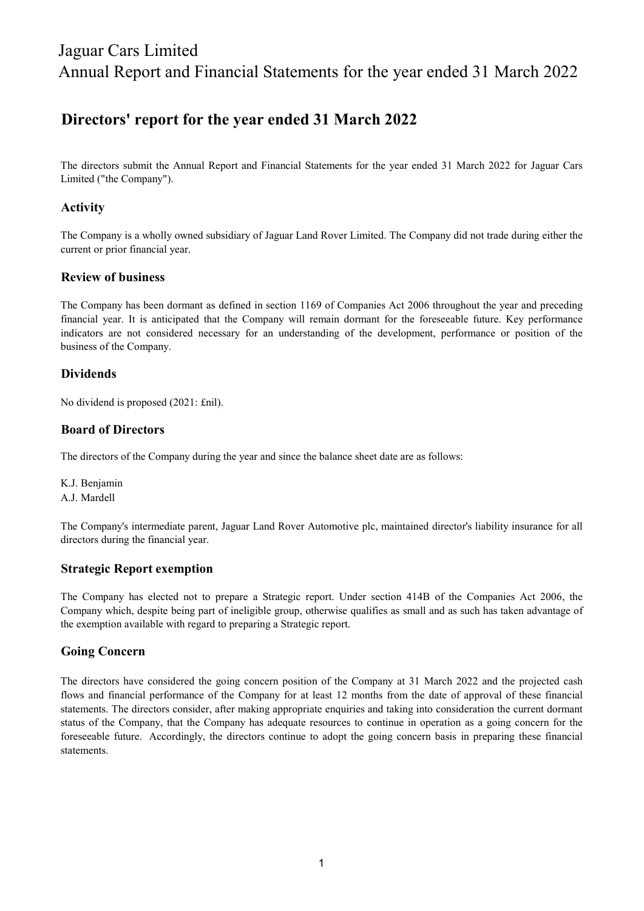# Directors' report for the year ended 31 March 2022

The directors submit the Annual Report and Financial Statements for the year ended 31 March 2022 for Jaguar Cars Limited ("the Company").

## Activity

The Company is a wholly owned subsidiary of Jaguar Land Rover Limited. The Company did not trade during either the current or prior financial year.

## Review of business

The Company has been dormant as defined in section 1169 of Companies Act 2006 throughout the year and preceding financial year. It is anticipated that the Company will remain dormant for the foreseeable future. Key performance indicators are not considered necessary for an understanding of the development, performance or position of the business of the Company.

## Dividends

No dividend is proposed (2021: £nil).

## Board of Directors

The directors of the Company during the year and since the balance sheet date are as follows:

K.J. Benjamin  
A.J. Mardell

The Company's intermediate parent, Jaguar Land Rover Automotive plc, maintained director's liability insurance for all directors during the financial year.

## Strategic Report exemption

The Company has elected not to prepare a Strategic report. Under section 414B of the Companies Act 2006, the Company which, despite being part of ineligible group, otherwise qualifies as small and as such has taken advantage of the exemption available with regard to preparing a Strategic report.

## Going Concern

The directors have considered the going concern position of the Company at 31 March 2022 and the projected cash flows and financial performance of the Company for at least 12 months from the date of approval of these financial statements. The directors consider, after making appropriate enquiries and taking into consideration the current dormant status of the Company, that the Company has adequate resources to continue in operation as a going concern for the foreseeable future. Accordingly, the directors continue to adopt the going concern basis in preparing these financial statements.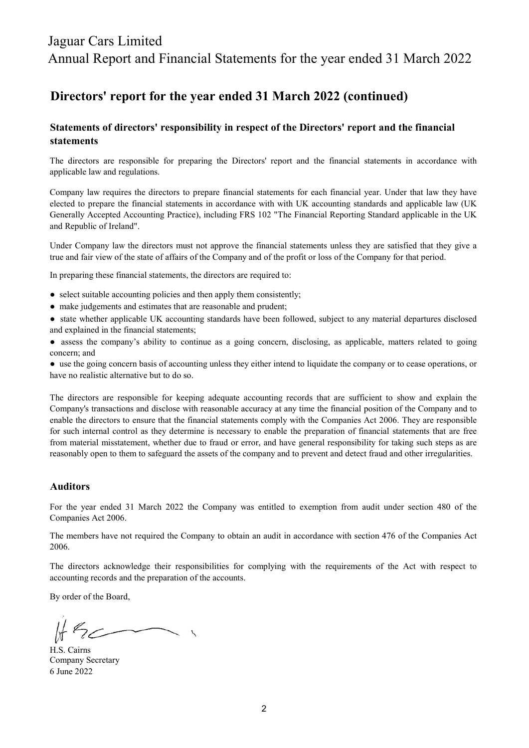## Directors' report for the year ended 31 March 2022 (continued)

### Statements of directors' responsibility in respect of the Directors' report and the financial statements

The directors are responsible for preparing the Directors' report and the financial statements in accordance with applicable law and regulations.

Company law requires the directors to prepare financial statements for each financial year. Under that law they have elected to prepare the financial statements in accordance with with UK accounting standards and applicable law (UK Generally Accepted Accounting Practice), including FRS 102 "The Financial Reporting Standard applicable in the UK and Republic of Ireland".

Under Company law the directors must not approve the financial statements unless they are satisfied that they give a true and fair view of the state of affairs of the Company and of the profit or loss of the Company for that period.

In preparing these financial statements, the directors are required to:

- select suitable accounting policies and then apply them consistently;
- make judgements and estimates that are reasonable and prudent;
- state whether applicable UK accounting standards have been followed, subject to any material departures disclosed and explained in the financial statements;
- assess the company's ability to continue as a going concern, disclosing, as applicable, matters related to going concern; and
- use the going concern basis of accounting unless they either intend to liquidate the company or to cease operations, or have no realistic alternative but to do so.

The directors are responsible for keeping adequate accounting records that are sufficient to show and explain the Company's transactions and disclose with reasonable accuracy at any time the financial position of the Company and to enable the directors to ensure that the financial statements comply with the Companies Act 2006. They are responsible for such internal control as they determine is necessary to enable the preparation of financial statements that are free from material misstatement, whether due to fraud or error, and have general responsibility for taking such steps as are reasonably open to them to safeguard the assets of the company and to prevent and detect fraud and other irregularities.

### Auditors

For the year ended 31 March 2022 the Company was entitled to exemption from audit under section 480 of the Companies Act 2006.

The members have not required the Company to obtain an audit in accordance with section 476 of the Companies Act 2006.

The directors acknowledge their responsibilities for complying with the requirements of the Act with respect to accounting records and the preparation of the accounts.

By order of the Board,

H.S. Cairns
Company Secretary
6 June 2022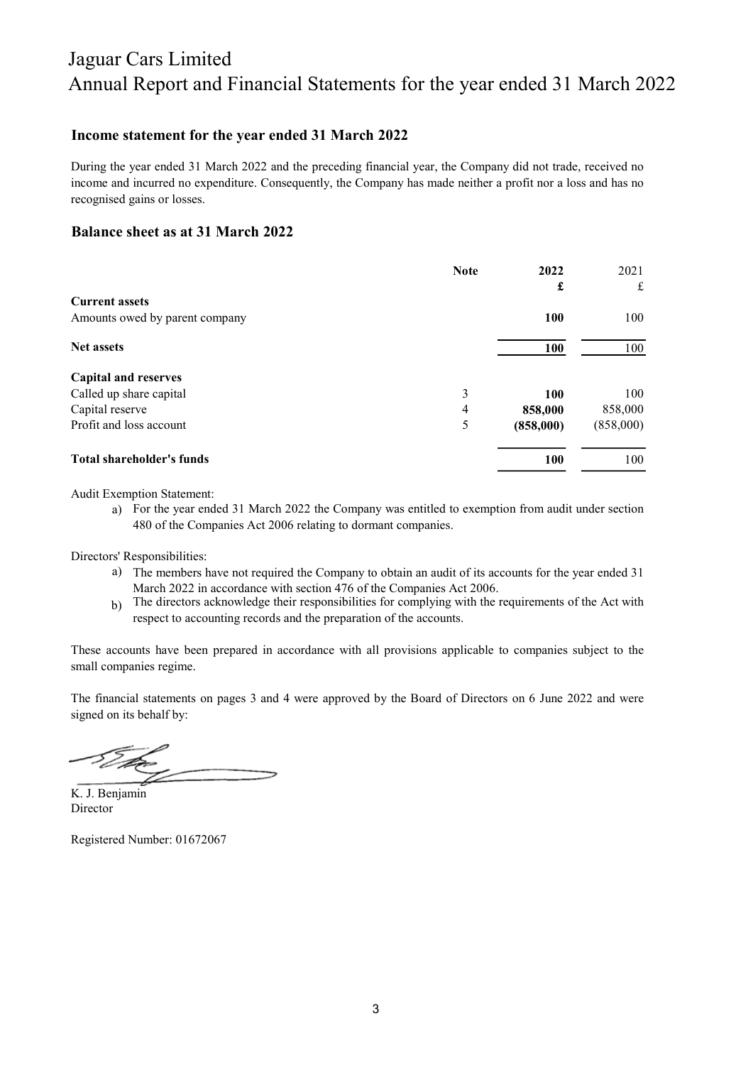# Jaguar Cars Limited
## Annual Report and Financial Statements for the year ended 31 March 2022

### Income statement for the year ended 31 March 2022

During the year ended 31 March 2022 and the preceding financial year, the Company did not trade, received no income and incurred no expenditure. Consequently, the Company has made neither a profit nor a loss and has no recognised gains or losses.

### Balance sheet as at 31 March 2022

| | Note | 2022 | 2021 |
|---|---|---|---|
| | | **£** | £ |
| **Current assets** | | | |
| Amounts owed by parent company | | **100** | 100 |
| **Net assets** | | **100** | 100 |
| **Capital and reserves** | | | |
| Called up share capital | 3 | **100** | 100 |
| Capital reserve | 4 | **858,000** | 858,000 |
| Profit and loss account | 5 | **(858,000)** | (858,000) |
| **Total shareholder's funds** | | **100** | 100 |

Audit Exemption Statement:

a) For the year ended 31 March 2022 the Company was entitled to exemption from audit under section 480 of the Companies Act 2006 relating to dormant companies.

Directors' Responsibilities:

a) The members have not required the Company to obtain an audit of its accounts for the year ended 31 March 2022 in accordance with section 476 of the Companies Act 2006.

b) The directors acknowledge their responsibilities for complying with the requirements of the Act with respect to accounting records and the preparation of the accounts.

These accounts have been prepared in accordance with all provisions applicable to companies subject to the small companies regime.

The financial statements on pages 3 and 4 were approved by the Board of Directors on 6 June 2022 and were signed on its behalf by:

K. J. Benjamin
Director

Registered Number: 01672067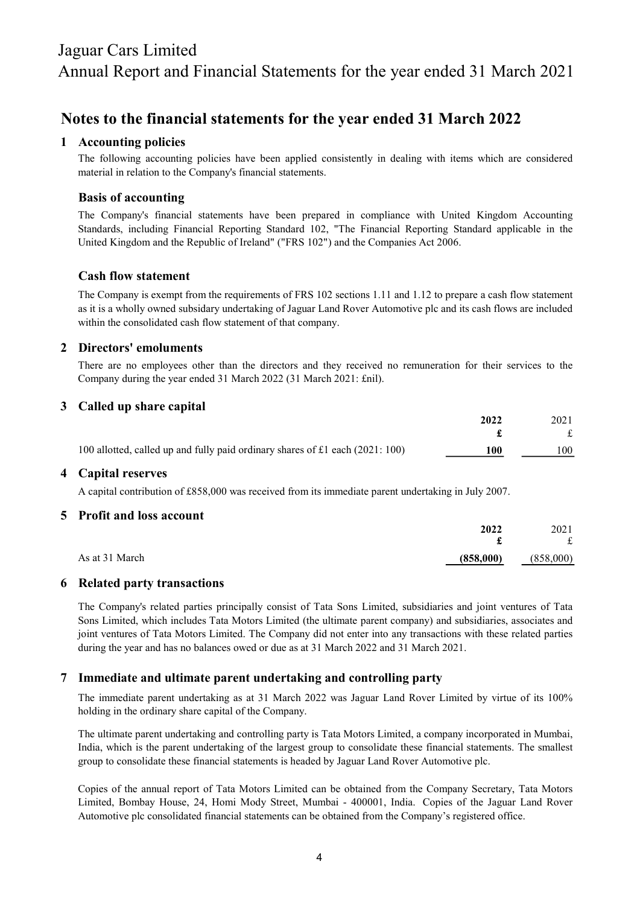## Notes to the financial statements for the year ended 31 March 2022

### 1 Accounting policies

The following accounting policies have been applied consistently in dealing with items which are considered material in relation to the Company's financial statements.

#### Basis of accounting

The Company's financial statements have been prepared in compliance with United Kingdom Accounting Standards, including Financial Reporting Standard 102, "The Financial Reporting Standard applicable in the United Kingdom and the Republic of Ireland" ("FRS 102") and the Companies Act 2006.

#### Cash flow statement

The Company is exempt from the requirements of FRS 102 sections 1.11 and 1.12 to prepare a cash flow statement as it is a wholly owned subsidary undertaking of Jaguar Land Rover Automotive plc and its cash flows are included within the consolidated cash flow statement of that company.

### 2 Directors' emoluments

There are no employees other than the directors and they received no remuneration for their services to the Company during the year ended 31 March 2022 (31 March 2021: £nil).

### 3 Called up share capital

| | **2022** | 2021 |
|---|---|---|
| | **£** | £ |
| 100 allotted, called up and fully paid ordinary shares of £1 each (2021: 100) | **100** | 100 |

### 4 Capital reserves

A capital contribution of £858,000 was received from its immediate parent undertaking in July 2007.

### 5 Profit and loss account

| | **2022** | 2021 |
|---|---|---|
| | **£** | £ |
| As at 31 March | **(858,000)** | (858,000) |

### 6 Related party transactions

The Company's related parties principally consist of Tata Sons Limited, subsidiaries and joint ventures of Tata Sons Limited, which includes Tata Motors Limited (the ultimate parent company) and subsidiaries, associates and joint ventures of Tata Motors Limited. The Company did not enter into any transactions with these related parties during the year and has no balances owed or due as at 31 March 2022 and 31 March 2021.

### 7 Immediate and ultimate parent undertaking and controlling party

The immediate parent undertaking as at 31 March 2022 was Jaguar Land Rover Limited by virtue of its 100% holding in the ordinary share capital of the Company.

The ultimate parent undertaking and controlling party is Tata Motors Limited, a company incorporated in Mumbai, India, which is the parent undertaking of the largest group to consolidate these financial statements. The smallest group to consolidate these financial statements is headed by Jaguar Land Rover Automotive plc.

Copies of the annual report of Tata Motors Limited can be obtained from the Company Secretary, Tata Motors Limited, Bombay House, 24, Homi Mody Street, Mumbai - 400001, India. Copies of the Jaguar Land Rover Automotive plc consolidated financial statements can be obtained from the Company's registered office.